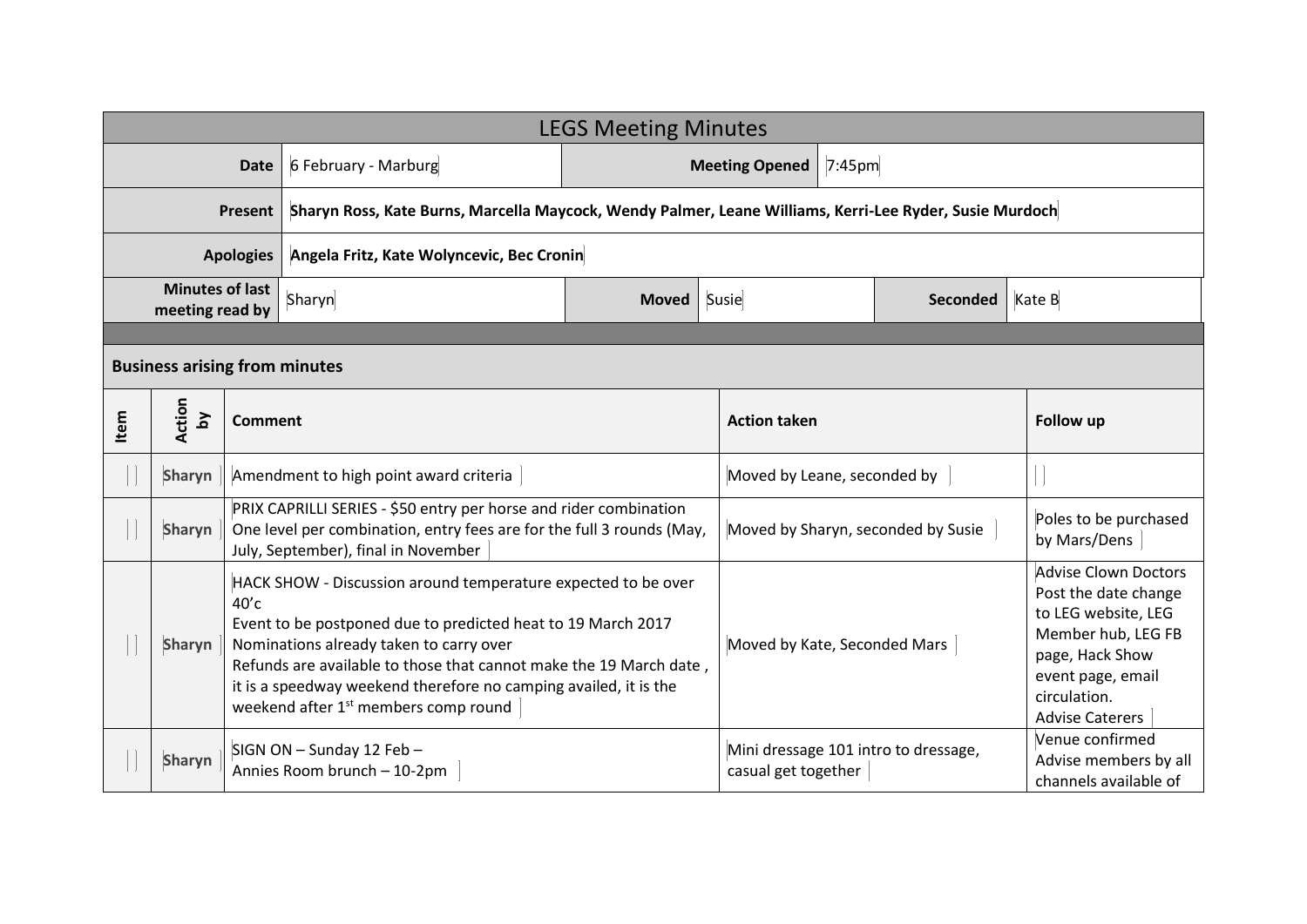# LEGS Meeting Minutes

| | | | | | |
|---|---|---|---|---|---|
| **Date** | 6 February - Marburg | **Meeting Opened** | 7:45pm | | |
| **Present** | **Sharyn Ross, Kate Burns, Marcella Maycock, Wendy Palmer, Leane Williams, Kerri-Lee Ryder, Susie Murdoch** | | | | |
| **Apologies** | **Angela Fritz, Kate Wolyncevic, Bec Cronin** | | | | |
| **Minutes of last meeting read by** | Sharyn | **Moved** | Susie | **Seconded** | Kate B |

## Business arising from minutes

| Item | Action by | Comment | Action taken | Follow up |
|---|---|---|---|---|
| | **Sharyn** | Amendment to high point award criteria | Moved by Leane, seconded by | |
| | **Sharyn** | PRIX CAPRILLI SERIES - $50 entry per horse and rider combination<br>One level per combination, entry fees are for the full 3 rounds (May, July, September), final in November | Moved by Sharyn, seconded by Susie | Poles to be purchased by Mars/Dens |
| | **Sharyn** | HACK SHOW - Discussion around temperature expected to be over 40'c<br>Event to be postponed due to predicted heat to 19 March 2017<br>Nominations already taken to carry over<br>Refunds are available to those that cannot make the 19 March date , it is a speedway weekend therefore no camping availed, it is the weekend after 1st members comp round | Moved by Kate, Seconded Mars | Advise Clown Doctors<br>Post the date change to LEG website, LEG Member hub, LEG FB page, Hack Show event page, email circulation.<br>Advise Caterers |
| | **Sharyn** | SIGN ON – Sunday 12 Feb –<br>Annies Room brunch – 10-2pm | Mini dressage 101 intro to dressage, casual get together | Venue confirmed<br>Advise members by all channels available of |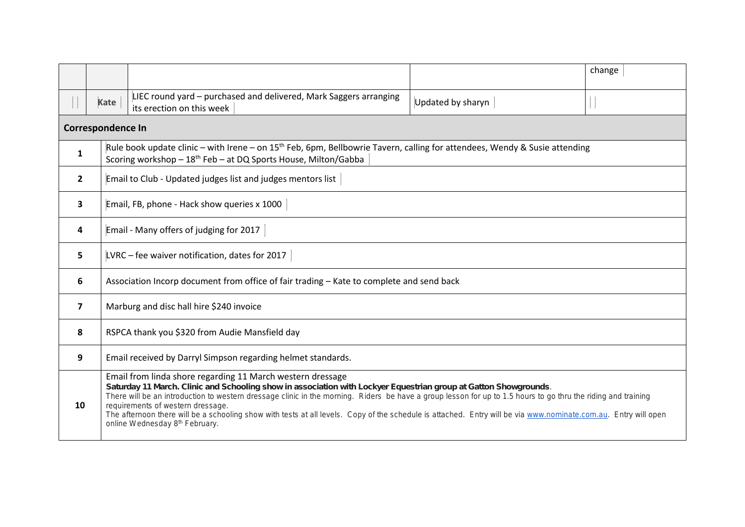| | | | | change |
|---|---|---|---|---|
| | Kate | LIEC round yard – purchased and delivered, Mark Saggers arranging its erection on this week | Updated by sharyn | |

**Correspondence In**

| | |
|---|---|
| **1** | Rule book update clinic – with Irene – on 15th Feb, 6pm, Bellbowrie Tavern, calling for attendees, Wendy & Susie attending<br>Scoring workshop – 18th Feb – at DQ Sports House, Milton/Gabba |
| **2** | Email to Club - Updated judges list and judges mentors list |
| **3** | Email, FB, phone - Hack show queries x 1000 |
| **4** | Email - Many offers of judging for 2017 |
| **5** | LVRC – fee waiver notification, dates for 2017 |
| **6** | Association Incorp document from office of fair trading – Kate to complete and send back |
| **7** | Marburg and disc hall hire $240 invoice |
| **8** | RSPCA thank you $320 from Audie Mansfield day |
| **9** | Email received by Darryl Simpson regarding helmet standards. |
| **10** | Email from linda shore regarding 11 March western dressage<br>**Saturday 11 March. Clinic and Schooling show in association with Lockyer Equestrian group at Gatton Showgrounds**.<br>There will be an introduction to western dressage clinic in the morning. Riders be have a group lesson for up to 1.5 hours to go thru the riding and training requirements of western dressage.<br>The afternoon there will be a schooling show with tests at all levels. Copy of the schedule is attached. Entry will be via www.nominate.com.au. Entry will open online Wednesday 8th February. |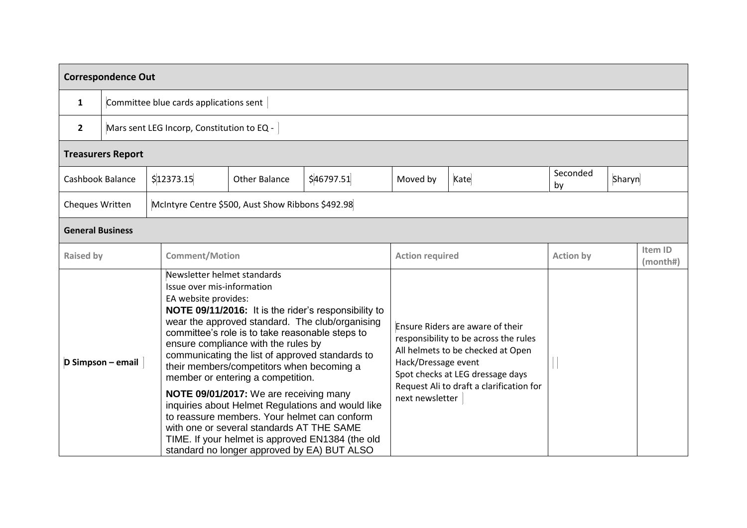## Correspondence Out

| | |
|---|---|
| 1 | Committee blue cards applications sent |
| 2 | Mars sent LEG Incorp, Constitution to EQ - |

## Treasurers Report

| Cashbook Balance | $12373.15 | Other Balance | $46797.51 | Moved by | Kate | Seconded by | Sharyn |
|---|---|---|---|---|---|---|---|
| Cheques Written | McIntyre Centre $500, Aust Show Ribbons $492.98 | | | | | | |

## General Business

| Raised by | Comment/Motion | Action required | Action by | Item ID (month#) |
|---|---|---|---|---|
| **D Simpson – email** | Newsletter helmet standards<br>Issue over mis-information<br>EA website provides:<br>**NOTE 09/11/2016:** It is the rider's responsibility to wear the approved standard. The club/organising committee's role is to take reasonable steps to ensure compliance with the rules by communicating the list of approved standards to their members/competitors when becoming a member or entering a competition.<br>**NOTE 09/01/2017:** We are receiving many inquiries about Helmet Regulations and would like to reassure members. Your helmet can conform with one or several standards AT THE SAME TIME. If your helmet is approved EN1384 (the old standard no longer approved by EA) BUT ALSO | Ensure Riders are aware of their responsibility to be across the rules<br>All helmets to be checked at Open Hack/Dressage event<br>Spot checks at LEG dressage days<br>Request Ali to draft a clarification for next newsletter | | |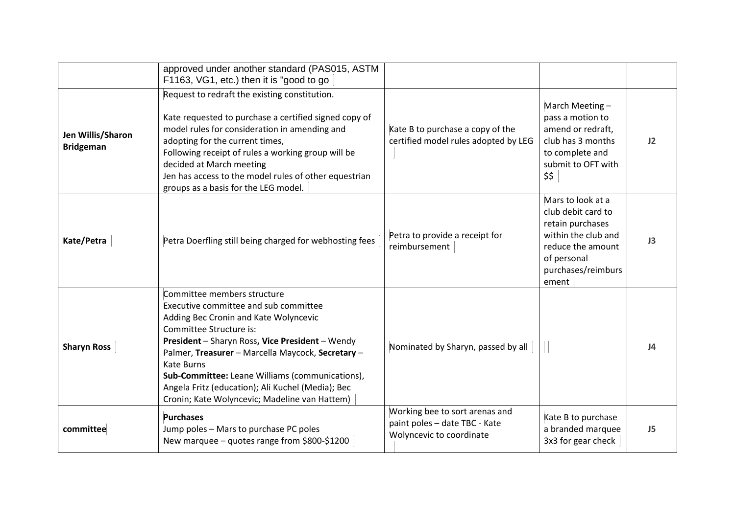|  |  |  |  |  |
|---|---|---|---|---|
|  | approved under another standard (PAS015, ASTM F1163, VG1, etc.) then it is "good to go |  |  |  |
| **Jen Willis/Sharon Bridgeman** | Request to redraft the existing constitution.<br><br>Kate requested to purchase a certified signed copy of model rules for consideration in amending and adopting for the current times,<br>Following receipt of rules a working group will be decided at March meeting<br>Jen has access to the model rules of other equestrian groups as a basis for the LEG model. | Kate B to purchase a copy of the certified model rules adopted by LEG | March Meeting – pass a motion to amend or redraft, club has 3 months to complete and submit to OFT with $$ | **J2** |
| **Kate/Petra** | Petra Doerfling still being charged for webhosting fees | Petra to provide a receipt for reimbursement | Mars to look at a club debit card to retain purchases within the club and reduce the amount of personal purchases/reimbursement | **J3** |
| **Sharyn Ross** | Committee members structure<br>Executive committee and sub committee<br>Adding Bec Cronin and Kate Wolyncevic<br>Committee Structure is:<br>**President** – Sharyn Ross**, Vice President** – Wendy Palmer, **Treasurer** – Marcella Maycock, **Secretary** – Kate Burns<br>**Sub-Committee:** Leane Williams (communications), Angela Fritz (education); Ali Kuchel (Media); Bec Cronin; Kate Wolyncevic; Madeline van Hattem) | Nominated by Sharyn, passed by all |  | **J4** |
| **committee** | **Purchases**<br>Jump poles – Mars to purchase PC poles<br>New marquee – quotes range from $800-$1200 | Working bee to sort arenas and paint poles – date TBC - Kate Wolyncevic to coordinate | Kate B to purchase a branded marquee 3x3 for gear check | **J5** |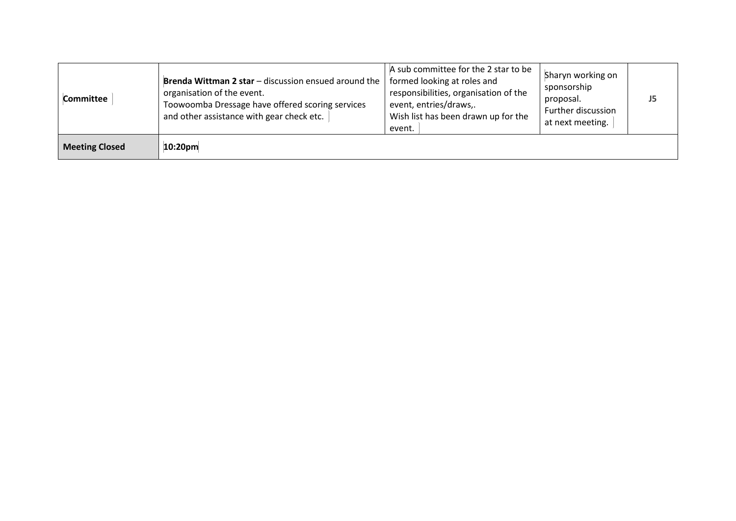| | | | | |
|---|---|---|---|---|
| **Committee** | **Brenda Wittman 2 star** – discussion ensued around the organisation of the event.<br>Toowoomba Dressage have offered scoring services and other assistance with gear check etc. | A sub committee for the 2 star to be formed looking at roles and responsibilities, organisation of the event, entries/draws,.<br>Wish list has been drawn up for the event. | Sharyn working on sponsorship proposal.<br>Further discussion at next meeting. | **J5** |
| **Meeting Closed** | **10:20pm** | | | |